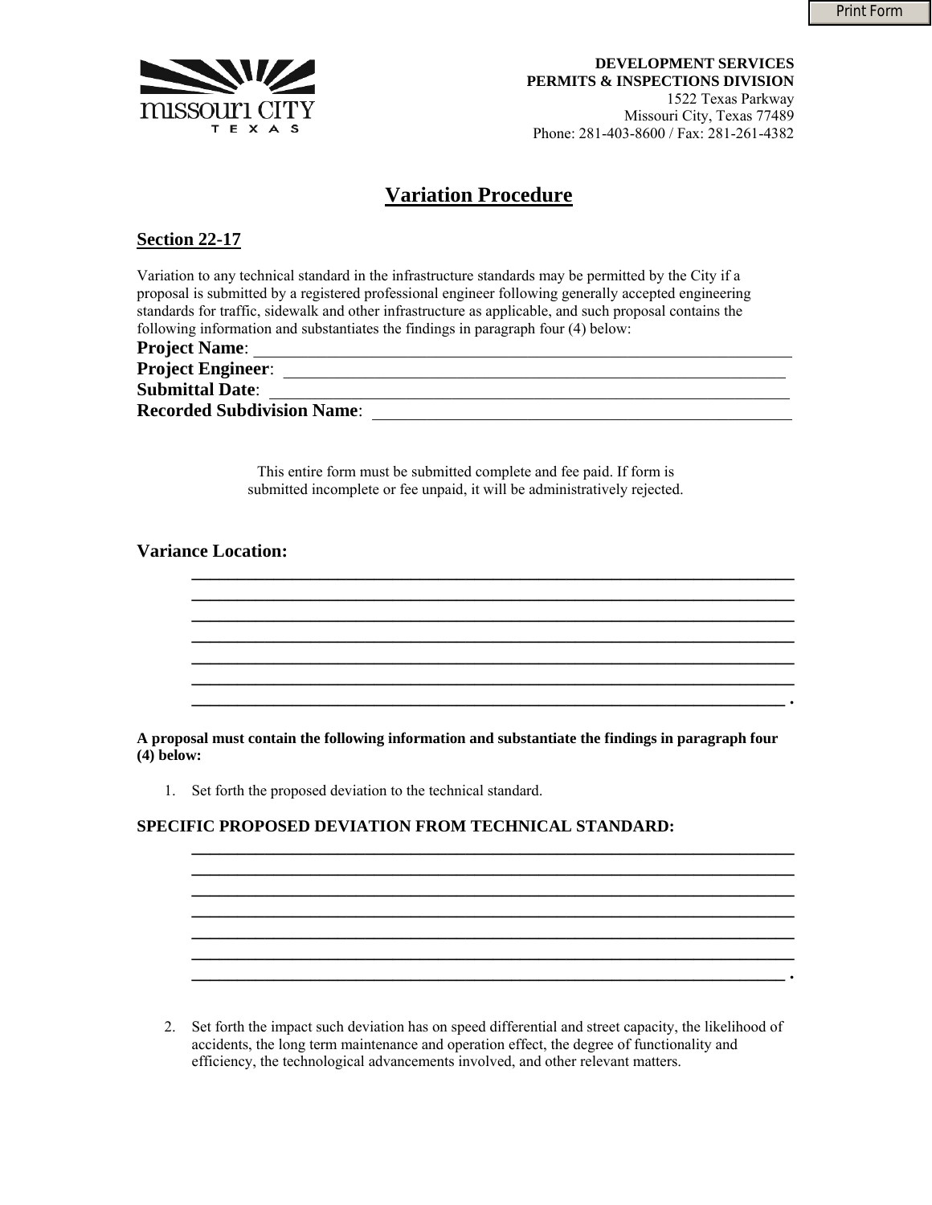**DEVELOPMENT SERVICES**
**PERMITS & INSPECTIONS DIVISION**
1522 Texas Parkway
Missouri City, Texas 77489
Phone: 281-403-8600 / Fax: 281-261-4382

# Variation Procedure

## Section 22-17

Variation to any technical standard in the infrastructure standards may be permitted by the City if a proposal is submitted by a registered professional engineer following generally accepted engineering standards for traffic, sidewalk and other infrastructure as applicable, and such proposal contains the following information and substantiates the findings in paragraph four (4) below:

**Project Name**: ______________________________________________

**Project Engineer**: ______________________________________________

**Submittal Date**: ______________________________________________

**Recorded Subdivision Name**: ______________________________________

This entire form must be submitted complete and fee paid. If form is submitted incomplete or fee unpaid, it will be administratively rejected.

**Variance Location:**

______________________________________________
______________________________________________
______________________________________________
______________________________________________
______________________________________________
______________________________________________
______________________________________________.

**A proposal must contain the following information and substantiate the findings in paragraph four (4) below:**

1. Set forth the proposed deviation to the technical standard.

**SPECIFIC PROPOSED DEVIATION FROM TECHNICAL STANDARD:**

______________________________________________
______________________________________________
______________________________________________
______________________________________________
______________________________________________
______________________________________________
______________________________________________.

2. Set forth the impact such deviation has on speed differential and street capacity, the likelihood of accidents, the long term maintenance and operation effect, the degree of functionality and efficiency, the technological advancements involved, and other relevant matters.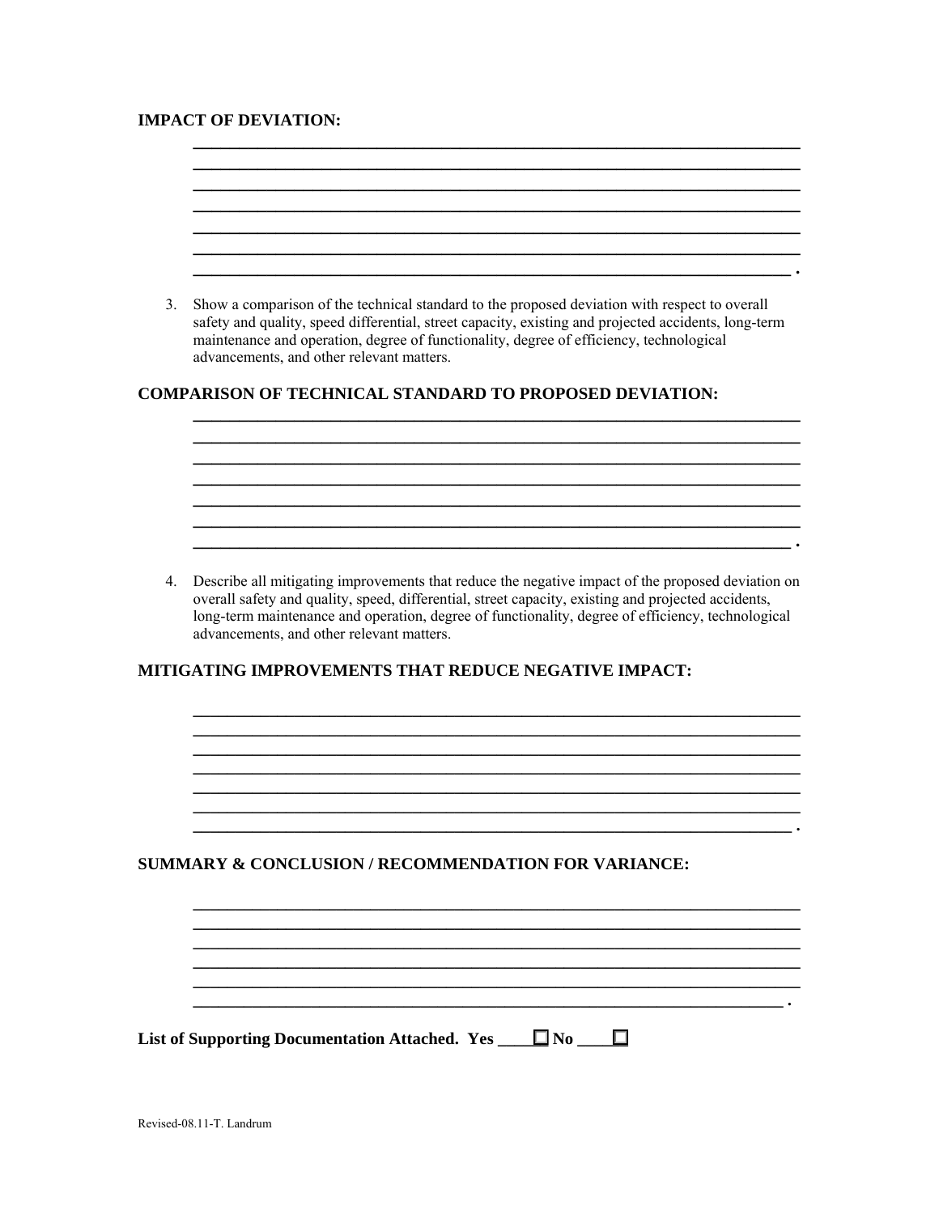**IMPACT OF DEVIATION:**

\_\_\_\_\_\_\_\_\_\_\_\_\_\_\_\_\_\_\_\_\_\_\_\_\_\_\_\_\_\_\_\_\_\_\_\_\_\_\_\_\_\_\_\_\_\_\_\_\_\_\_\_\_\_\_\_\_\_\_\_\_\_\_\_\_\_
\_\_\_\_\_\_\_\_\_\_\_\_\_\_\_\_\_\_\_\_\_\_\_\_\_\_\_\_\_\_\_\_\_\_\_\_\_\_\_\_\_\_\_\_\_\_\_\_\_\_\_\_\_\_\_\_\_\_\_\_\_\_\_\_\_\_
\_\_\_\_\_\_\_\_\_\_\_\_\_\_\_\_\_\_\_\_\_\_\_\_\_\_\_\_\_\_\_\_\_\_\_\_\_\_\_\_\_\_\_\_\_\_\_\_\_\_\_\_\_\_\_\_\_\_\_\_\_\_\_\_\_\_
\_\_\_\_\_\_\_\_\_\_\_\_\_\_\_\_\_\_\_\_\_\_\_\_\_\_\_\_\_\_\_\_\_\_\_\_\_\_\_\_\_\_\_\_\_\_\_\_\_\_\_\_\_\_\_\_\_\_\_\_\_\_\_\_\_\_
\_\_\_\_\_\_\_\_\_\_\_\_\_\_\_\_\_\_\_\_\_\_\_\_\_\_\_\_\_\_\_\_\_\_\_\_\_\_\_\_\_\_\_\_\_\_\_\_\_\_\_\_\_\_\_\_\_\_\_\_\_\_\_\_\_\_
\_\_\_\_\_\_\_\_\_\_\_\_\_\_\_\_\_\_\_\_\_\_\_\_\_\_\_\_\_\_\_\_\_\_\_\_\_\_\_\_\_\_\_\_\_\_\_\_\_\_\_\_\_\_\_\_\_\_\_\_\_\_\_\_\_\_
\_\_\_\_\_\_\_\_\_\_\_\_\_\_\_\_\_\_\_\_\_\_\_\_\_\_\_\_\_\_\_\_\_\_\_\_\_\_\_\_\_\_\_\_\_\_\_\_\_\_\_\_\_\_\_\_\_\_\_\_\_\_\_\_\_ .

3. Show a comparison of the technical standard to the proposed deviation with respect to overall safety and quality, speed differential, street capacity, existing and projected accidents, long-term maintenance and operation, degree of functionality, degree of efficiency, technological advancements, and other relevant matters.

**COMPARISON OF TECHNICAL STANDARD TO PROPOSED DEVIATION:**

\_\_\_\_\_\_\_\_\_\_\_\_\_\_\_\_\_\_\_\_\_\_\_\_\_\_\_\_\_\_\_\_\_\_\_\_\_\_\_\_\_\_\_\_\_\_\_\_\_\_\_\_\_\_\_\_\_\_\_\_\_\_\_\_\_\_
\_\_\_\_\_\_\_\_\_\_\_\_\_\_\_\_\_\_\_\_\_\_\_\_\_\_\_\_\_\_\_\_\_\_\_\_\_\_\_\_\_\_\_\_\_\_\_\_\_\_\_\_\_\_\_\_\_\_\_\_\_\_\_\_\_\_
\_\_\_\_\_\_\_\_\_\_\_\_\_\_\_\_\_\_\_\_\_\_\_\_\_\_\_\_\_\_\_\_\_\_\_\_\_\_\_\_\_\_\_\_\_\_\_\_\_\_\_\_\_\_\_\_\_\_\_\_\_\_\_\_\_\_
\_\_\_\_\_\_\_\_\_\_\_\_\_\_\_\_\_\_\_\_\_\_\_\_\_\_\_\_\_\_\_\_\_\_\_\_\_\_\_\_\_\_\_\_\_\_\_\_\_\_\_\_\_\_\_\_\_\_\_\_\_\_\_\_\_\_
\_\_\_\_\_\_\_\_\_\_\_\_\_\_\_\_\_\_\_\_\_\_\_\_\_\_\_\_\_\_\_\_\_\_\_\_\_\_\_\_\_\_\_\_\_\_\_\_\_\_\_\_\_\_\_\_\_\_\_\_\_\_\_\_\_\_
\_\_\_\_\_\_\_\_\_\_\_\_\_\_\_\_\_\_\_\_\_\_\_\_\_\_\_\_\_\_\_\_\_\_\_\_\_\_\_\_\_\_\_\_\_\_\_\_\_\_\_\_\_\_\_\_\_\_\_\_\_\_\_\_\_\_
\_\_\_\_\_\_\_\_\_\_\_\_\_\_\_\_\_\_\_\_\_\_\_\_\_\_\_\_\_\_\_\_\_\_\_\_\_\_\_\_\_\_\_\_\_\_\_\_\_\_\_\_\_\_\_\_\_\_\_\_\_\_\_\_\_ .

4. Describe all mitigating improvements that reduce the negative impact of the proposed deviation on overall safety and quality, speed, differential, street capacity, existing and projected accidents, long-term maintenance and operation, degree of functionality, degree of efficiency, technological advancements, and other relevant matters.

**MITIGATING IMPROVEMENTS THAT REDUCE NEGATIVE IMPACT:**

\_\_\_\_\_\_\_\_\_\_\_\_\_\_\_\_\_\_\_\_\_\_\_\_\_\_\_\_\_\_\_\_\_\_\_\_\_\_\_\_\_\_\_\_\_\_\_\_\_\_\_\_\_\_\_\_\_\_\_\_\_\_\_\_\_\_
\_\_\_\_\_\_\_\_\_\_\_\_\_\_\_\_\_\_\_\_\_\_\_\_\_\_\_\_\_\_\_\_\_\_\_\_\_\_\_\_\_\_\_\_\_\_\_\_\_\_\_\_\_\_\_\_\_\_\_\_\_\_\_\_\_\_
\_\_\_\_\_\_\_\_\_\_\_\_\_\_\_\_\_\_\_\_\_\_\_\_\_\_\_\_\_\_\_\_\_\_\_\_\_\_\_\_\_\_\_\_\_\_\_\_\_\_\_\_\_\_\_\_\_\_\_\_\_\_\_\_\_\_
\_\_\_\_\_\_\_\_\_\_\_\_\_\_\_\_\_\_\_\_\_\_\_\_\_\_\_\_\_\_\_\_\_\_\_\_\_\_\_\_\_\_\_\_\_\_\_\_\_\_\_\_\_\_\_\_\_\_\_\_\_\_\_\_\_\_
\_\_\_\_\_\_\_\_\_\_\_\_\_\_\_\_\_\_\_\_\_\_\_\_\_\_\_\_\_\_\_\_\_\_\_\_\_\_\_\_\_\_\_\_\_\_\_\_\_\_\_\_\_\_\_\_\_\_\_\_\_\_\_\_\_\_
\_\_\_\_\_\_\_\_\_\_\_\_\_\_\_\_\_\_\_\_\_\_\_\_\_\_\_\_\_\_\_\_\_\_\_\_\_\_\_\_\_\_\_\_\_\_\_\_\_\_\_\_\_\_\_\_\_\_\_\_\_\_\_\_\_\_
\_\_\_\_\_\_\_\_\_\_\_\_\_\_\_\_\_\_\_\_\_\_\_\_\_\_\_\_\_\_\_\_\_\_\_\_\_\_\_\_\_\_\_\_\_\_\_\_\_\_\_\_\_\_\_\_\_\_\_\_\_\_\_\_\_ .

**SUMMARY & CONCLUSION / RECOMMENDATION FOR VARIANCE:**

\_\_\_\_\_\_\_\_\_\_\_\_\_\_\_\_\_\_\_\_\_\_\_\_\_\_\_\_\_\_\_\_\_\_\_\_\_\_\_\_\_\_\_\_\_\_\_\_\_\_\_\_\_\_\_\_\_\_\_\_\_\_\_\_\_\_
\_\_\_\_\_\_\_\_\_\_\_\_\_\_\_\_\_\_\_\_\_\_\_\_\_\_\_\_\_\_\_\_\_\_\_\_\_\_\_\_\_\_\_\_\_\_\_\_\_\_\_\_\_\_\_\_\_\_\_\_\_\_\_\_\_\_
\_\_\_\_\_\_\_\_\_\_\_\_\_\_\_\_\_\_\_\_\_\_\_\_\_\_\_\_\_\_\_\_\_\_\_\_\_\_\_\_\_\_\_\_\_\_\_\_\_\_\_\_\_\_\_\_\_\_\_\_\_\_\_\_\_\_
\_\_\_\_\_\_\_\_\_\_\_\_\_\_\_\_\_\_\_\_\_\_\_\_\_\_\_\_\_\_\_\_\_\_\_\_\_\_\_\_\_\_\_\_\_\_\_\_\_\_\_\_\_\_\_\_\_\_\_\_\_\_\_\_\_\_
\_\_\_\_\_\_\_\_\_\_\_\_\_\_\_\_\_\_\_\_\_\_\_\_\_\_\_\_\_\_\_\_\_\_\_\_\_\_\_\_\_\_\_\_\_\_\_\_\_\_\_\_\_\_\_\_\_\_\_\_\_\_\_\_\_\_
\_\_\_\_\_\_\_\_\_\_\_\_\_\_\_\_\_\_\_\_\_\_\_\_\_\_\_\_\_\_\_\_\_\_\_\_\_\_\_\_\_\_\_\_\_\_\_\_\_\_\_\_\_\_\_\_\_\_\_\_\_\_\_\_ .

**List of Supporting Documentation Attached. Yes \_\_\_\_☐ No \_\_\_\_☐**

Revised-08.11-T. Landrum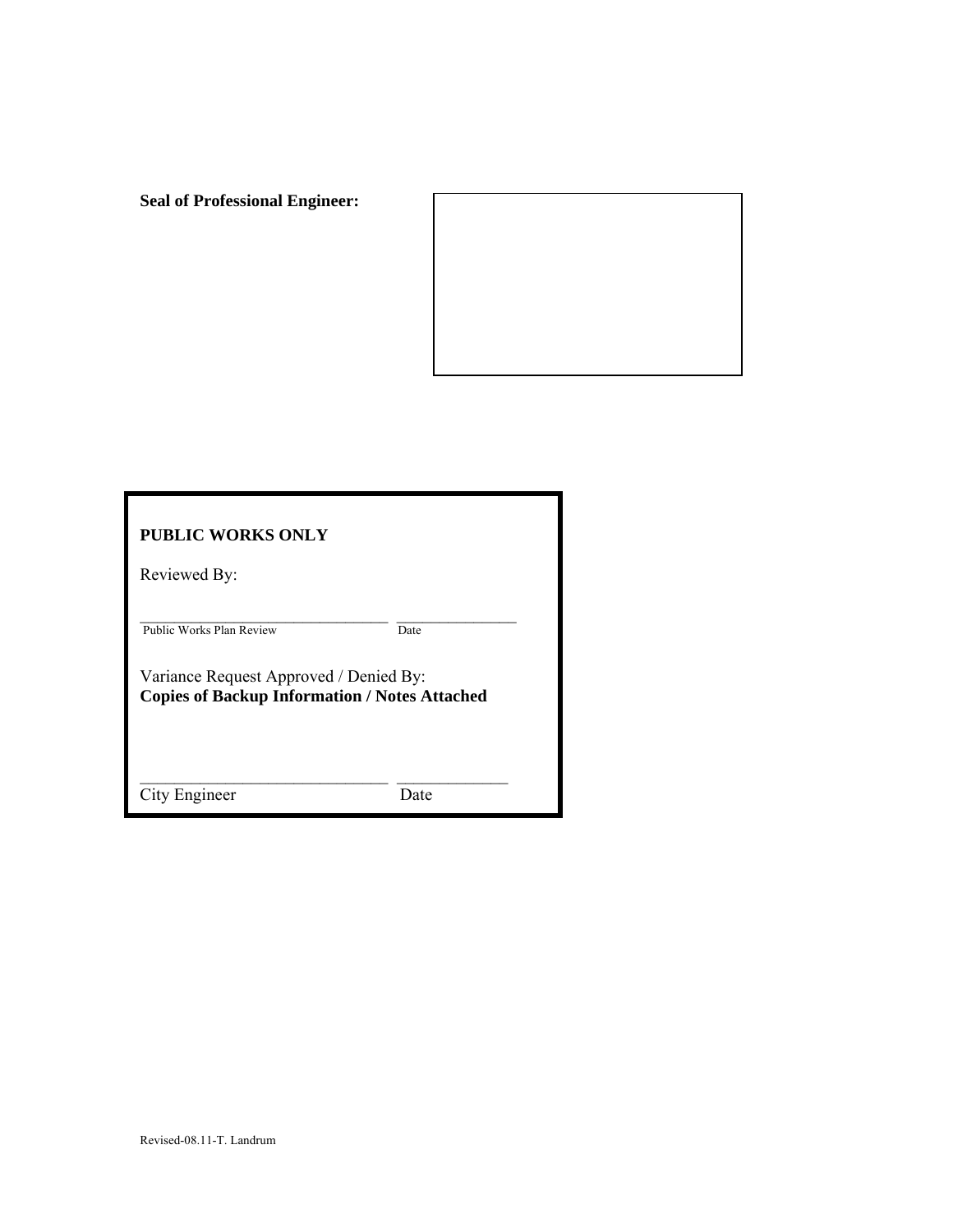**Seal of Professional Engineer:**

**PUBLIC WORKS ONLY**

Reviewed By:

\_\_\_\_\_\_\_\_\_\_\_\_\_\_\_\_\_\_\_\_\_\_\_\_\_\_\_\_\_\_\_\_ \_\_\_\_\_\_\_\_\_\_\_\_\_\_\_\_

Public Works Plan Review Date

Variance Request Approved / Denied By:
**Copies of Backup Information / Notes Attached**

\_\_\_\_\_\_\_\_\_\_\_\_\_\_\_\_\_\_\_\_\_\_\_\_\_\_\_\_\_\_\_\_ \_\_\_\_\_\_\_\_\_\_\_\_\_\_

City Engineer Date

Revised-08.11-T. Landrum